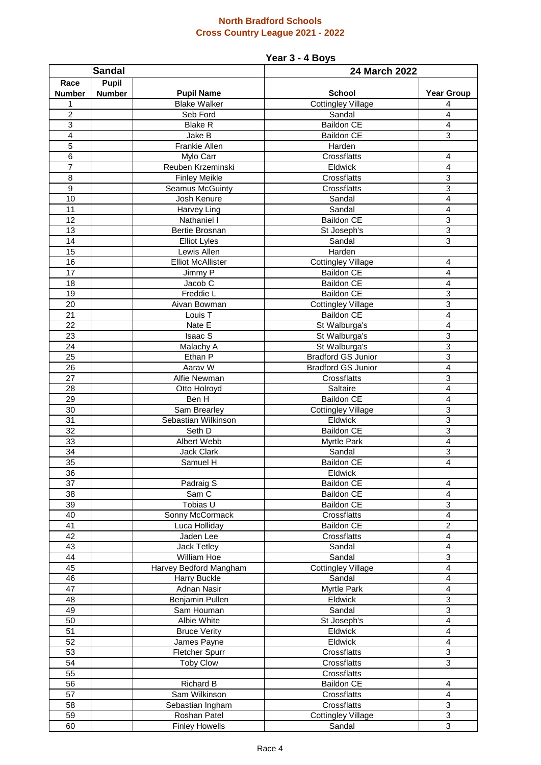# North Bradford Schools
## Cross Country League 2021 - 2022

### Year 3 - 4 Boys

| | Sandal | | 24 March 2022 | |
|---|---|---|---|---|
| Race Number | Pupil Number | Pupil Name | School | Year Group |
| 1 | | Blake Walker | Cottingley Village | 4 |
| 2 | | Seb Ford | Sandal | 4 |
| 3 | | Blake R | Baildon CE | 4 |
| 4 | | Jake B | Baildon CE | 3 |
| 5 | | Frankie Allen | Harden | |
| 6 | | Mylo Carr | Crossflatts | 4 |
| 7 | | Reuben Krzeminski | Eldwick | 4 |
| 8 | | Finley Meikle | Crossflatts | 3 |
| 9 | | Seamus McGuinty | Crossflatts | 3 |
| 10 | | Josh Kenure | Sandal | 4 |
| 11 | | Harvey Ling | Sandal | 4 |
| 12 | | Nathaniel I | Baildon CE | 3 |
| 13 | | Bertie Brosnan | St Joseph's | 3 |
| 14 | | Elliot Lyles | Sandal | 3 |
| 15 | | Lewis Allen | Harden | |
| 16 | | Elliot McAllister | Cottingley Village | 4 |
| 17 | | Jimmy P | Baildon CE | 4 |
| 18 | | Jacob C | Baildon CE | 4 |
| 19 | | Freddie L | Baildon CE | 3 |
| 20 | | Aivan Bowman | Cottingley Village | 3 |
| 21 | | Louis T | Baildon CE | 4 |
| 22 | | Nate E | St Walburga's | 4 |
| 23 | | Isaac S | St Walburga's | 3 |
| 24 | | Malachy A | St Walburga's | 3 |
| 25 | | Ethan P | Bradford GS Junior | 3 |
| 26 | | Aarav W | Bradford GS Junior | 4 |
| 27 | | Alfie Newman | Crossflatts | 3 |
| 28 | | Otto Holroyd | Saltaire | 4 |
| 29 | | Ben H | Baildon CE | 4 |
| 30 | | Sam Brearley | Cottingley Village | 3 |
| 31 | | Sebastian Wilkinson | Eldwick | 3 |
| 32 | | Seth D | Baildon CE | 3 |
| 33 | | Albert Webb | Myrtle Park | 4 |
| 34 | | Jack Clark | Sandal | 3 |
| 35 | | Samuel H | Baildon CE | 4 |
| 36 | | | Eldwick | |
| 37 | | Padraig S | Baildon CE | 4 |
| 38 | | Sam C | Baildon CE | 4 |
| 39 | | Tobias U | Baildon CE | 3 |
| 40 | | Sonny McCormack | Crossflatts | 4 |
| 41 | | Luca Holliday | Baildon CE | 2 |
| 42 | | Jaden Lee | Crossflatts | 4 |
| 43 | | Jack Tetley | Sandal | 4 |
| 44 | | William Hoe | Sandal | 3 |
| 45 | | Harvey Bedford Mangham | Cottingley Village | 4 |
| 46 | | Harry Buckle | Sandal | 4 |
| 47 | | Adnan Nasir | Myrtle Park | 4 |
| 48 | | Benjamin Pullen | Eldwick | 3 |
| 49 | | Sam Houman | Sandal | 3 |
| 50 | | Albie White | St Joseph's | 4 |
| 51 | | Bruce Verity | Eldwick | 4 |
| 52 | | James Payne | Eldwick | 4 |
| 53 | | Fletcher Spurr | Crossflatts | 3 |
| 54 | | Toby Clow | Crossflatts | 3 |
| 55 | | | Crossflatts | |
| 56 | | Richard B | Baildon CE | 4 |
| 57 | | Sam Wilkinson | Crossflatts | 4 |
| 58 | | Sebastian Ingham | Crossflatts | 3 |
| 59 | | Roshan Patel | Cottingley Village | 3 |
| 60 | | Finley Howells | Sandal | 3 |

Race 4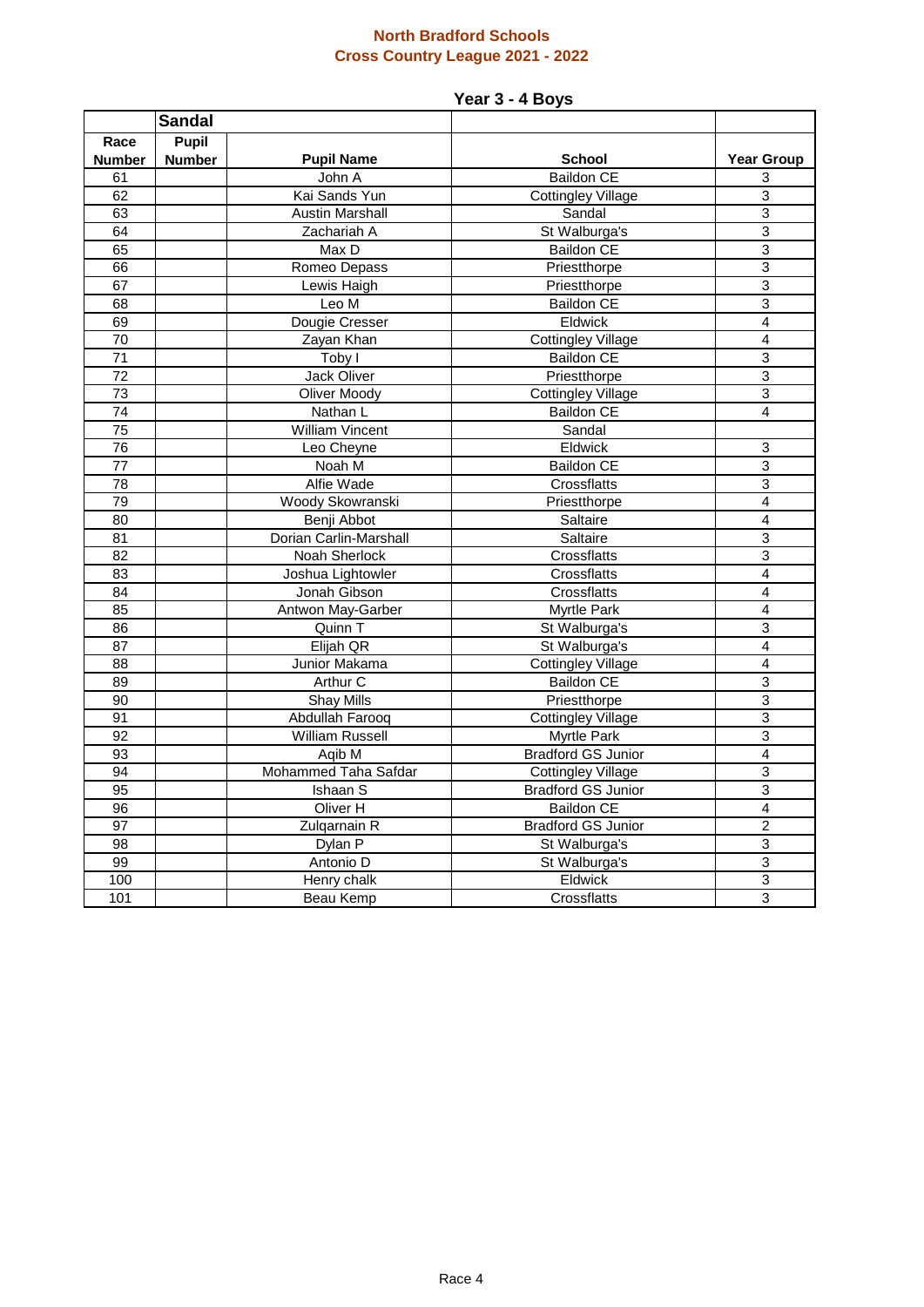**North Bradford Schools**
**Cross Country League 2021 - 2022**

## Year 3 - 4 Boys

| | Sandal | | | |
|---|---|---|---|---|
| **Race Number** | **Pupil Number** | **Pupil Name** | **School** | **Year Group** |
| 61 | | John A | Baildon CE | 3 |
| 62 | | Kai Sands Yun | Cottingley Village | 3 |
| 63 | | Austin Marshall | Sandal | 3 |
| 64 | | Zachariah A | St Walburga's | 3 |
| 65 | | Max D | Baildon CE | 3 |
| 66 | | Romeo Depass | Priestthorpe | 3 |
| 67 | | Lewis Haigh | Priestthorpe | 3 |
| 68 | | Leo M | Baildon CE | 3 |
| 69 | | Dougie Cresser | Eldwick | 4 |
| 70 | | Zayan Khan | Cottingley Village | 4 |
| 71 | | Toby I | Baildon CE | 3 |
| 72 | | Jack Oliver | Priestthorpe | 3 |
| 73 | | Oliver Moody | Cottingley Village | 3 |
| 74 | | Nathan L | Baildon CE | 4 |
| 75 | | William Vincent | Sandal | |
| 76 | | Leo Cheyne | Eldwick | 3 |
| 77 | | Noah M | Baildon CE | 3 |
| 78 | | Alfie Wade | Crossflatts | 3 |
| 79 | | Woody Skowranski | Priestthorpe | 4 |
| 80 | | Benji Abbot | Saltaire | 4 |
| 81 | | Dorian Carlin-Marshall | Saltaire | 3 |
| 82 | | Noah Sherlock | Crossflatts | 3 |
| 83 | | Joshua Lightowler | Crossflatts | 4 |
| 84 | | Jonah Gibson | Crossflatts | 4 |
| 85 | | Antwon May-Garber | Myrtle Park | 4 |
| 86 | | Quinn T | St Walburga's | 3 |
| 87 | | Elijah QR | St Walburga's | 4 |
| 88 | | Junior Makama | Cottingley Village | 4 |
| 89 | | Arthur C | Baildon CE | 3 |
| 90 | | Shay Mills | Priestthorpe | 3 |
| 91 | | Abdullah Farooq | Cottingley Village | 3 |
| 92 | | William Russell | Myrtle Park | 3 |
| 93 | | Aqib M | Bradford GS Junior | 4 |
| 94 | | Mohammed Taha Safdar | Cottingley Village | 3 |
| 95 | | Ishaan S | Bradford GS Junior | 3 |
| 96 | | Oliver H | Baildon CE | 4 |
| 97 | | Zulqarnain R | Bradford GS Junior | 2 |
| 98 | | Dylan P | St Walburga's | 3 |
| 99 | | Antonio D | St Walburga's | 3 |
| 100 | | Henry chalk | Eldwick | 3 |
| 101 | | Beau Kemp | Crossflatts | 3 |

Race 4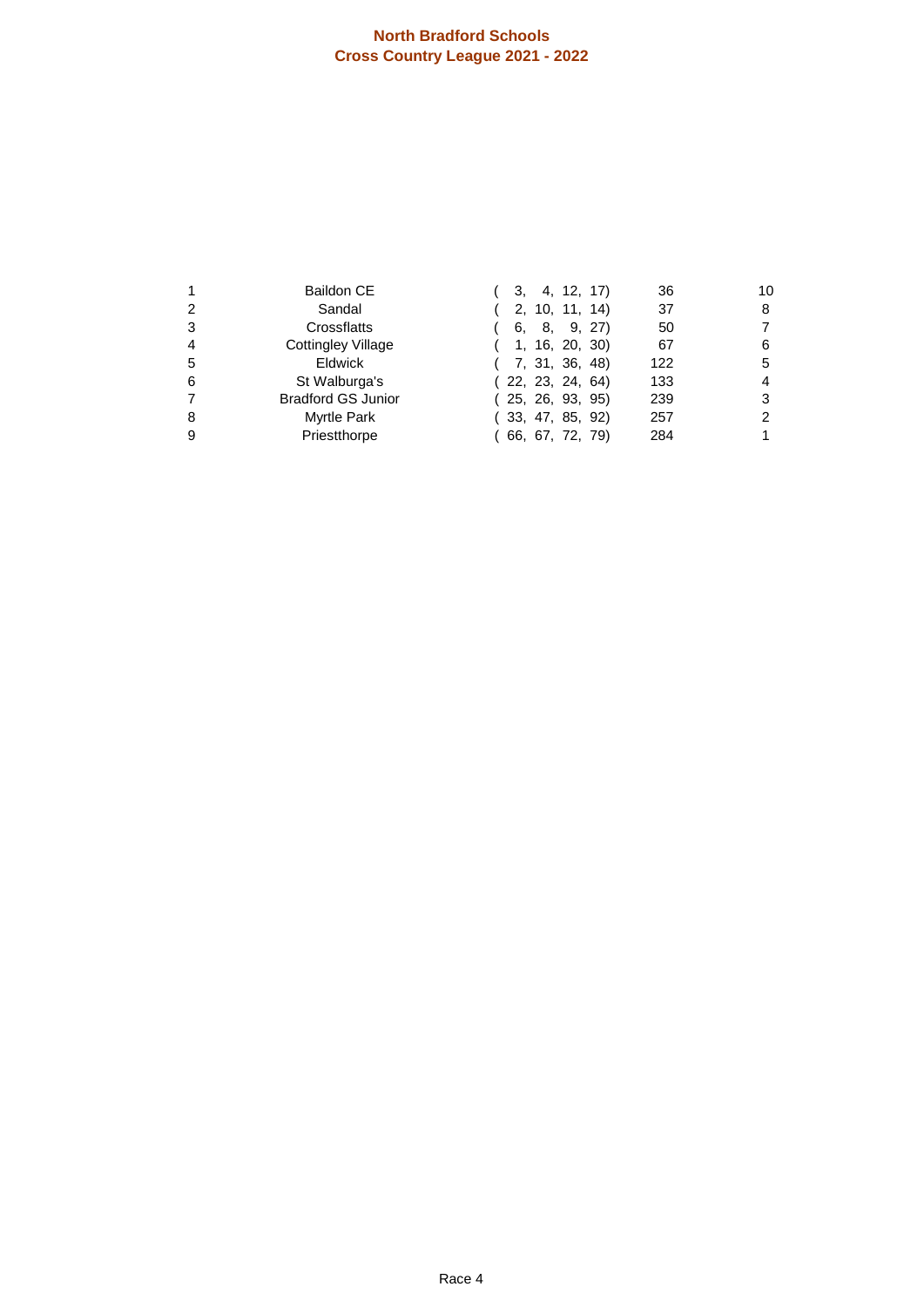**North Bradford Schools**
**Cross Country League 2021 - 2022**

| | | | | |
|---|---|---|---|---|
| 1 | Baildon CE | ( 3, 4, 12, 17) | 36 | 10 |
| 2 | Sandal | ( 2, 10, 11, 14) | 37 | 8 |
| 3 | Crossflatts | ( 6, 8, 9, 27) | 50 | 7 |
| 4 | Cottingley Village | ( 1, 16, 20, 30) | 67 | 6 |
| 5 | Eldwick | ( 7, 31, 36, 48) | 122 | 5 |
| 6 | St Walburga's | ( 22, 23, 24, 64) | 133 | 4 |
| 7 | Bradford GS Junior | ( 25, 26, 93, 95) | 239 | 3 |
| 8 | Myrtle Park | ( 33, 47, 85, 92) | 257 | 2 |
| 9 | Priestthorpe | ( 66, 67, 72, 79) | 284 | 1 |

Race 4